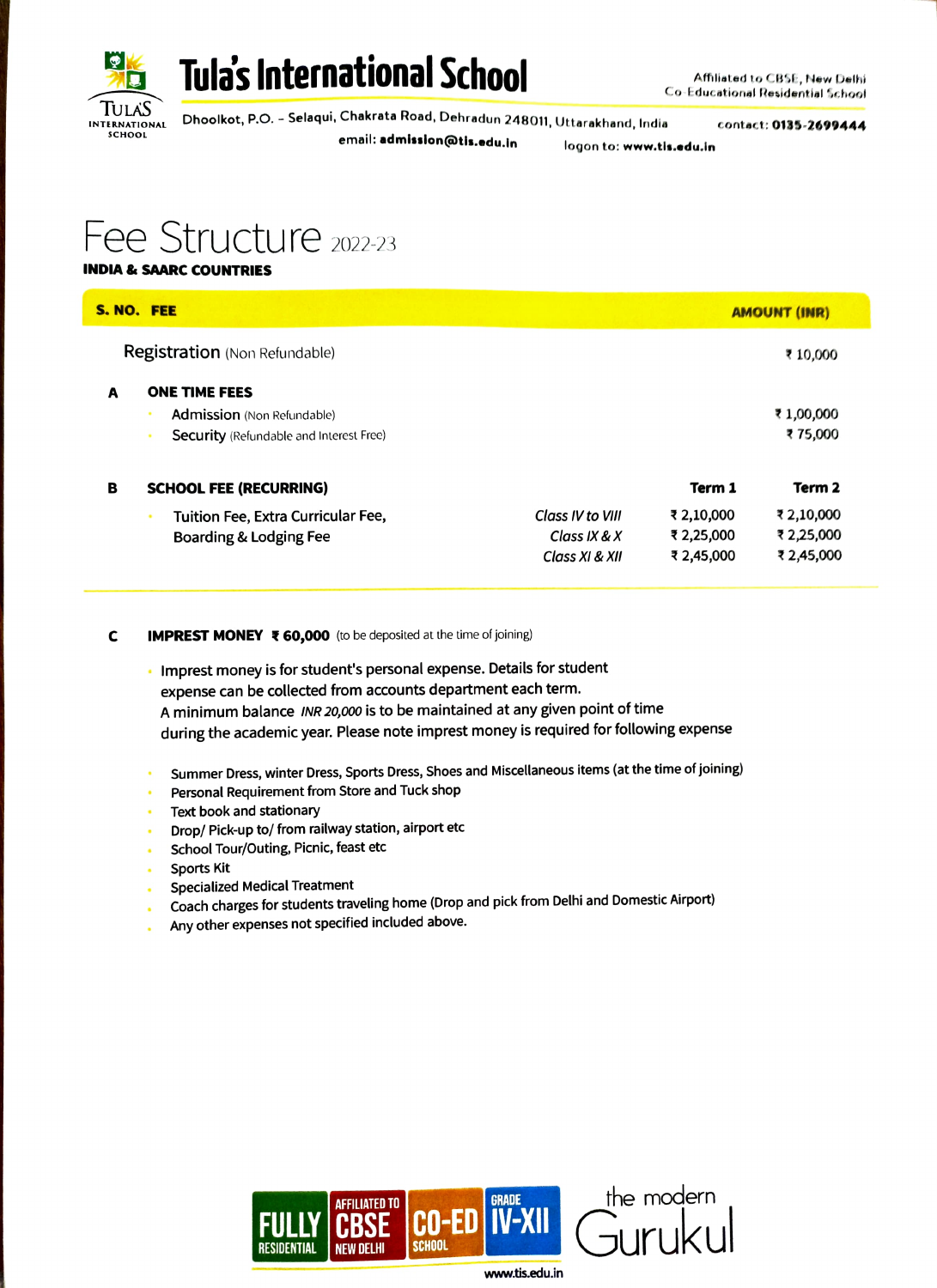# Tula's International School

Affiliated to CBSE, New Delhi
Co-Educational Residential School

Dhoolkot, P.O. - Selaqui, Chakrata Road, Dehradun 248011, Uttarakhand, India
contact: **0135-2699444**
email: **admission@tis.edu.in**
logon to: **www.tis.edu.in**

# Fee Structure 2022-23

**INDIA & SAARC COUNTRIES**

| S. NO. | FEE | | | AMOUNT (INR) |
|---|---|---|---|---|
| | Registration (Non Refundable) | | | ₹ 10,000 |
| **A** | **ONE TIME FEES** | | | |
| | • Admission (Non Refundable) | | | ₹ 1,00,000 |
| | • Security (Refundable and Interest Free) | | | ₹ 75,000 |
| **B** | **SCHOOL FEE (RECURRING)** | | **Term 1** | **Term 2** |
| | • Tuition Fee, Extra Curricular Fee, Boarding & Lodging Fee | *Class IV to VIII* | ₹ 2,10,000 | ₹ 2,10,000 |
| | | *Class IX & X* | ₹ 2,25,000 | ₹ 2,25,000 |
| | | *Class XI & XII* | ₹ 2,45,000 | ₹ 2,45,000 |

**C** **IMPREST MONEY ₹ 60,000** (to be deposited at the time of joining)

- Imprest money is for student's personal expense. Details for student expense can be collected from accounts department each term. A minimum balance *INR 20,000* is to be maintained at any given point of time during the academic year. Please note imprest money is required for following expense

- Summer Dress, winter Dress, Sports Dress, Shoes and Miscellaneous items (at the time of joining)
- Personal Requirement from Store and Tuck shop
- Text book and stationary
- Drop/ Pick-up to/ from railway station, airport etc
- School Tour/Outing, Picnic, feast etc
- Sports Kit
- Specialized Medical Treatment
- Coach charges for students traveling home (Drop and pick from Delhi and Domestic Airport)
- Any other expenses not specified included above.

FULLY RESIDENTIAL | AFFILIATED TO CBSE NEW DELHI | CO-ED SCHOOL | GRADE IV-XII

the modern Gurukul

www.tis.edu.in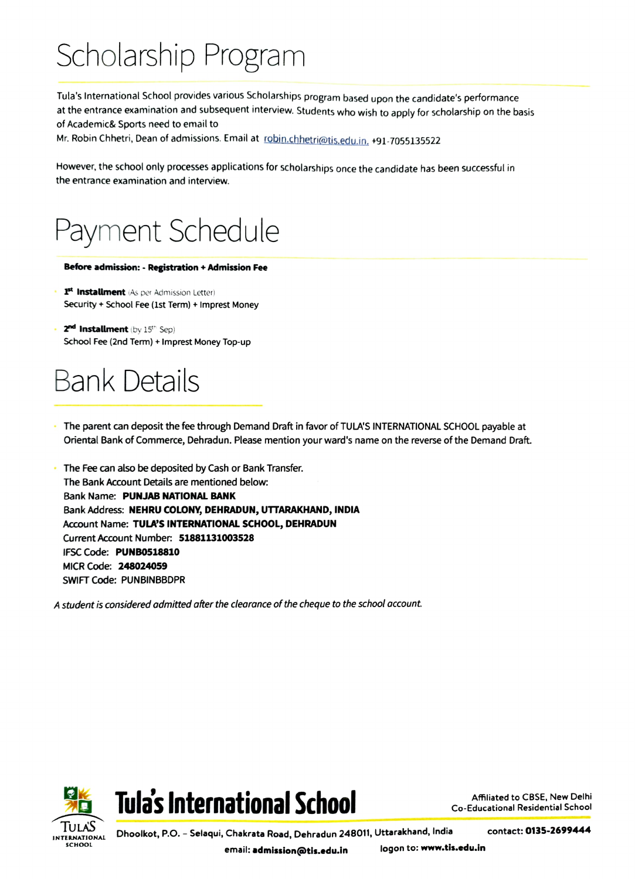# Scholarship Program

Tula's International School provides various Scholarships program based upon the candidate's performance at the entrance examination and subsequent interview. Students who wish to apply for scholarship on the basis of Academic& Sports need to email to
Mr. Robin Chhetri, Dean of admissions. Email at robin.chhetri@tis.edu.in, +91-7055135522

However, the school only processes applications for scholarships once the candidate has been successful in the entrance examination and interview.

# Payment Schedule

**Before admission: - Registration + Admission Fee**

- **1st Installment** (As per Admission Letter)
  Security + School Fee (1st Term) + Imprest Money
- **2nd Installment** (by 15th Sep)
  School Fee (2nd Term) + Imprest Money Top-up

# Bank Details

- The parent can deposit the fee through Demand Draft in favor of TULA'S INTERNATIONAL SCHOOL payable at Oriental Bank of Commerce, Dehradun. Please mention your ward's name on the reverse of the Demand Draft.
- The Fee can also be deposited by Cash or Bank Transfer.
  The Bank Account Details are mentioned below:
  Bank Name: **PUNJAB NATIONAL BANK**
  Bank Address: **NEHRU COLONY, DEHRADUN, UTTARAKHAND, INDIA**
  Account Name: **TULA'S INTERNATIONAL SCHOOL, DEHRADUN**
  Current Account Number: **51881131003528**
  IFSC Code: **PUNB0518810**
  MICR Code: **248024059**
  SWIFT Code: PUNBINBBDPR

*A student is considered admitted after the clearance of the cheque to the school account.*

**Tula's International School**

Affiliated to CBSE, New Delhi
Co-Educational Residential School

Dhoolkot, P.O. - Selaqui, Chakrata Road, Dehradun 248011, Uttarakhand, India contact: **0135-2699444**
email: **admission@tis.edu.in** logon to: **www.tis.edu.in**